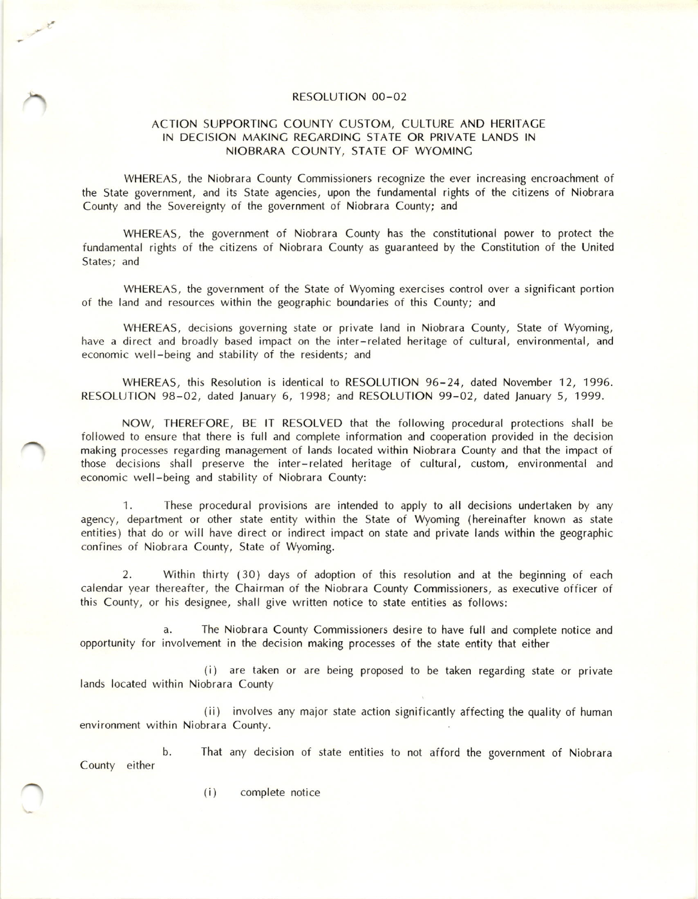# RESOLUTION 00-02

## ACTION SUPPORTING COUNTY CUSTOM, CULTURE AND HERITAGE IN DECISION MAKING REGARDING STATE OR PRIVATE LANDS IN NIOBRARA COUNTY, STATE OF WYOMING

WHEREAS, the Niobrara County Commissioners recognize the ever increasing encroachment of the State government, and its State agencies, upon the fundamental rights of the citizens of Niobrara County and the Sovereignty of the government of Niobrara County; and

WHEREAS, the government of Niobrara County has the constitutional power to protect the fundamental rights of the citizens of Niobrara County as guaranteed by the Constitution of the United States; and

WHEREAS, the government of the State of Wyoming exercises control over a significant portion of the land and resources within the geographic boundaries of this County; and

WHEREAS, decisions governing state or private land in Niobrara County, State of Wyoming, have a direct and broadly based impact on the inter-related heritage of cultural, environmental, and economic well-being and stability of the residents; and

WHEREAS, this Resolution is identical to RESOLUTION 96-24, dated November 12, 1996. RESOLUTION 98-02, dated January 6, 1998; and RESOLUTION 99-02, dated January 5, 1999.

NOW, THEREFORE, BE IT RESOLVED that the following procedural protections shall be followed to ensure that there is full and complete information and cooperation provided in the decision making processes regarding management of lands located within Niobrara County and that the impact of those decisions shall preserve the inter-related heritage of cultural, custom, environmental and economic well-being and stability of Niobrara County:

1. These procedural provisions are intended to apply to all decisions undertaken by any agency, department or other state entity within the State of Wyoming (hereinafter known as state entities) that do or will have direct or indirect impact on state and private lands within the geographic confines of Niobrara County, State of Wyoming.

2. Within thirty (30) days of adoption of this resolution and at the beginning of each calendar year thereafter, the Chairman of the Niobrara County Commissioners, as executive officer of this County, or his designee, shall give written notice to state entities as follows:

   a. The Niobrara County Commissioners desire to have full and complete notice and opportunity for involvement in the decision making processes of the state entity that either

      (i) are taken or are being proposed to be taken regarding state or private lands located within Niobrara County

      (ii) involves any major state action significantly affecting the quality of human environment within Niobrara County.

   b. That any decision of state entities to not afford the government of Niobrara County either

      (i) complete notice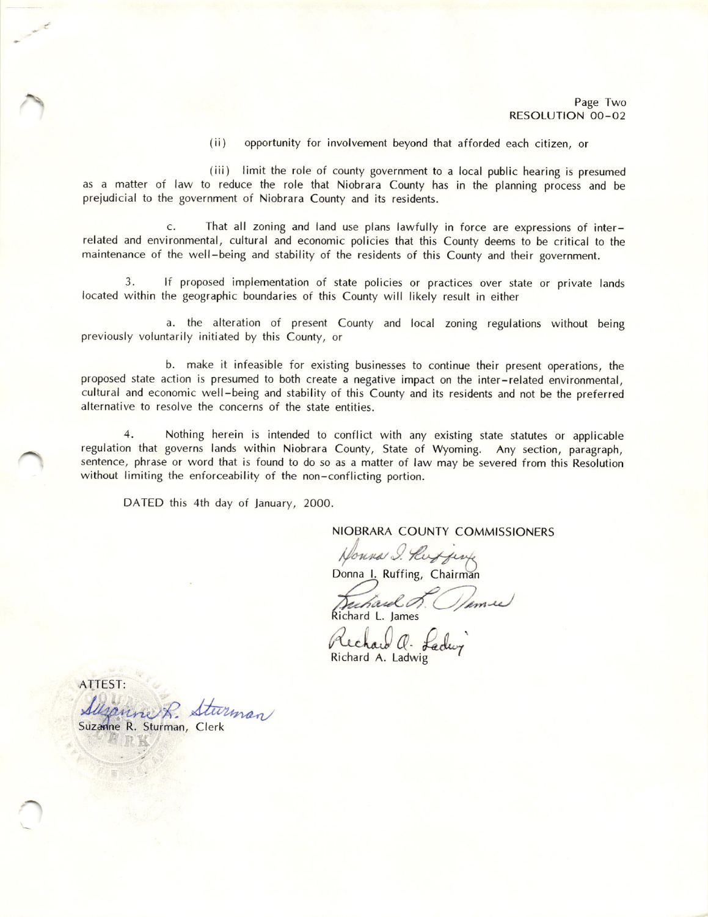(ii) opportunity for involvement beyond that afforded each citizen, or

(iii) limit the role of county government to a local public hearing is presumed as a matter of law to reduce the role that Niobrara County has in the planning process and be prejudicial to the government of Niobrara County and its residents.

c. That all zoning and land use plans lawfully in force are expressions of inter-related and environmental, cultural and economic policies that this County deems to be critical to the maintenance of the well-being and stability of the residents of this County and their government.

3. If proposed implementation of state policies or practices over state or private lands located within the geographic boundaries of this County will likely result in either

a. the alteration of present County and local zoning regulations without being previously voluntarily initiated by this County, or

b. make it infeasible for existing businesses to continue their present operations, the proposed state action is presumed to both create a negative impact on the inter-related environmental, cultural and economic well-being and stability of this County and its residents and not be the preferred alternative to resolve the concerns of the state entities.

4. Nothing herein is intended to conflict with any existing state statutes or applicable regulation that governs lands within Niobrara County, State of Wyoming. Any section, paragraph, sentence, phrase or word that is found to do so as a matter of law may be severed from this Resolution without limiting the enforceability of the non-conflicting portion.

DATED this 4th day of January, 2000.

NIOBRARA COUNTY COMMISSIONERS

Donna I. Ruffing, Chairman

Richard L. James

Richard A. Ladwig

ATTEST:

Suzanne R. Sturman, Clerk